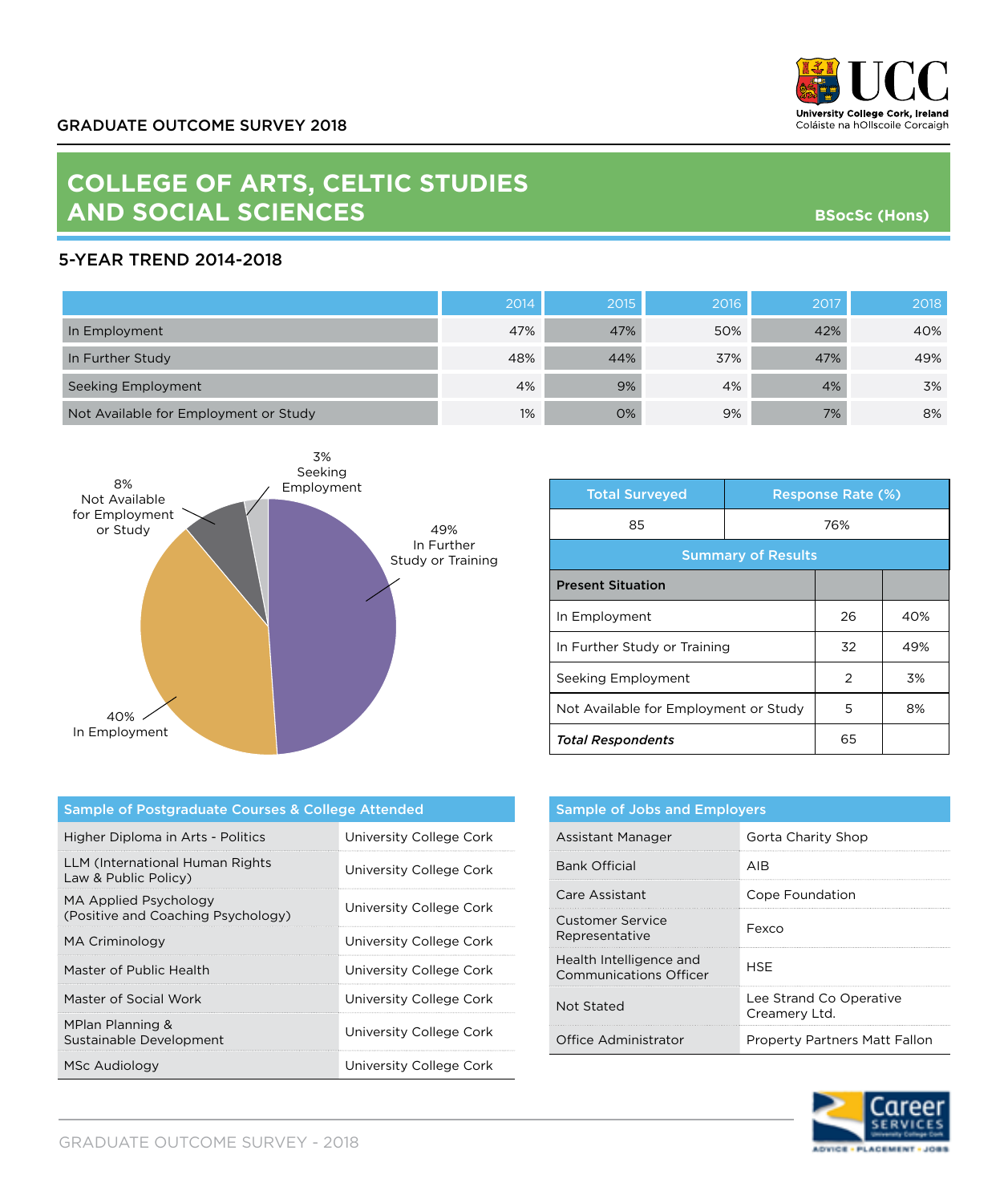GRADUATE OUTCOME SURVEY 2018

# COLLEGE OF ARTS, CELTIC STUDIES AND SOCIAL SCIENCES

**BSocSc (Hons)**

## 5-YEAR TREND 2014-2018

| | 2014 | 2015 | 2016 | 2017 | 2018 |
|---|---|---|---|---|---|
| In Employment | 47% | 47% | 50% | 42% | 40% |
| In Further Study | 48% | 44% | 37% | 47% | 49% |
| Seeking Employment | 4% | 9% | 4% | 4% | 3% |
| Not Available for Employment or Study | 1% | 0% | 9% | 7% | 8% |

3% Seeking Employment

8% Not Available for Employment or Study

49% In Further Study or Training

40% In Employment

| Total Surveyed | Response Rate (%) |
|---|---|
| 85 | 76% |

**Summary of Results**

| **Present Situation** | | |
|---|---|---|
| In Employment | 26 | 40% |
| In Further Study or Training | 32 | 49% |
| Seeking Employment | 2 | 3% |
| Not Available for Employment or Study | 5 | 8% |
| ***Total Respondents*** | 65 | |

| Sample of Postgraduate Courses & College Attended | |
|---|---|
| Higher Diploma in Arts - Politics | University College Cork |
| LLM (International Human Rights Law & Public Policy) | University College Cork |
| MA Applied Psychology (Positive and Coaching Psychology) | University College Cork |
| MA Criminology | University College Cork |
| Master of Public Health | University College Cork |
| Master of Social Work | University College Cork |
| MPlan Planning & Sustainable Development | University College Cork |
| MSc Audiology | University College Cork |

| Sample of Jobs and Employers | |
|---|---|
| Assistant Manager | Gorta Charity Shop |
| Bank Official | AIB |
| Care Assistant | Cope Foundation |
| Customer Service Representative | Fexco |
| Health Intelligence and Communications Officer | HSE |
| Not Stated | Lee Strand Co Operative Creamery Ltd. |
| Office Administrator | Property Partners Matt Fallon |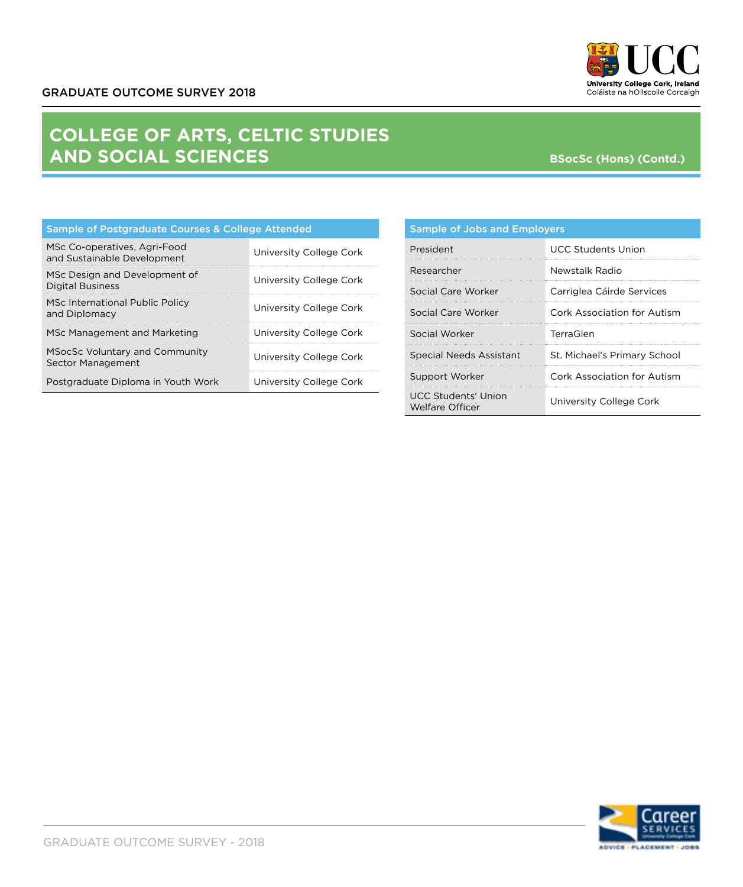# COLLEGE OF ARTS, CELTIC STUDIES AND SOCIAL SCIENCES

## BSocSc (Hons) (Contd.)

| Sample of Postgraduate Courses & College Attended | |
|---|---|
| MSc Co-operatives, Agri-Food and Sustainable Development | University College Cork |
| MSc Design and Development of Digital Business | University College Cork |
| MSc International Public Policy and Diplomacy | University College Cork |
| MSc Management and Marketing | University College Cork |
| MSocSc Voluntary and Community Sector Management | University College Cork |
| Postgraduate Diploma in Youth Work | University College Cork |

| Sample of Jobs and Employers | |
|---|---|
| President | UCC Students Union |
| Researcher | Newstalk Radio |
| Social Care Worker | Carriglea Cáirde Services |
| Social Care Worker | Cork Association for Autism |
| Social Worker | TerraGlen |
| Special Needs Assistant | St. Michael's Primary School |
| Support Worker | Cork Association for Autism |
| UCC Students' Union Welfare Officer | University College Cork |